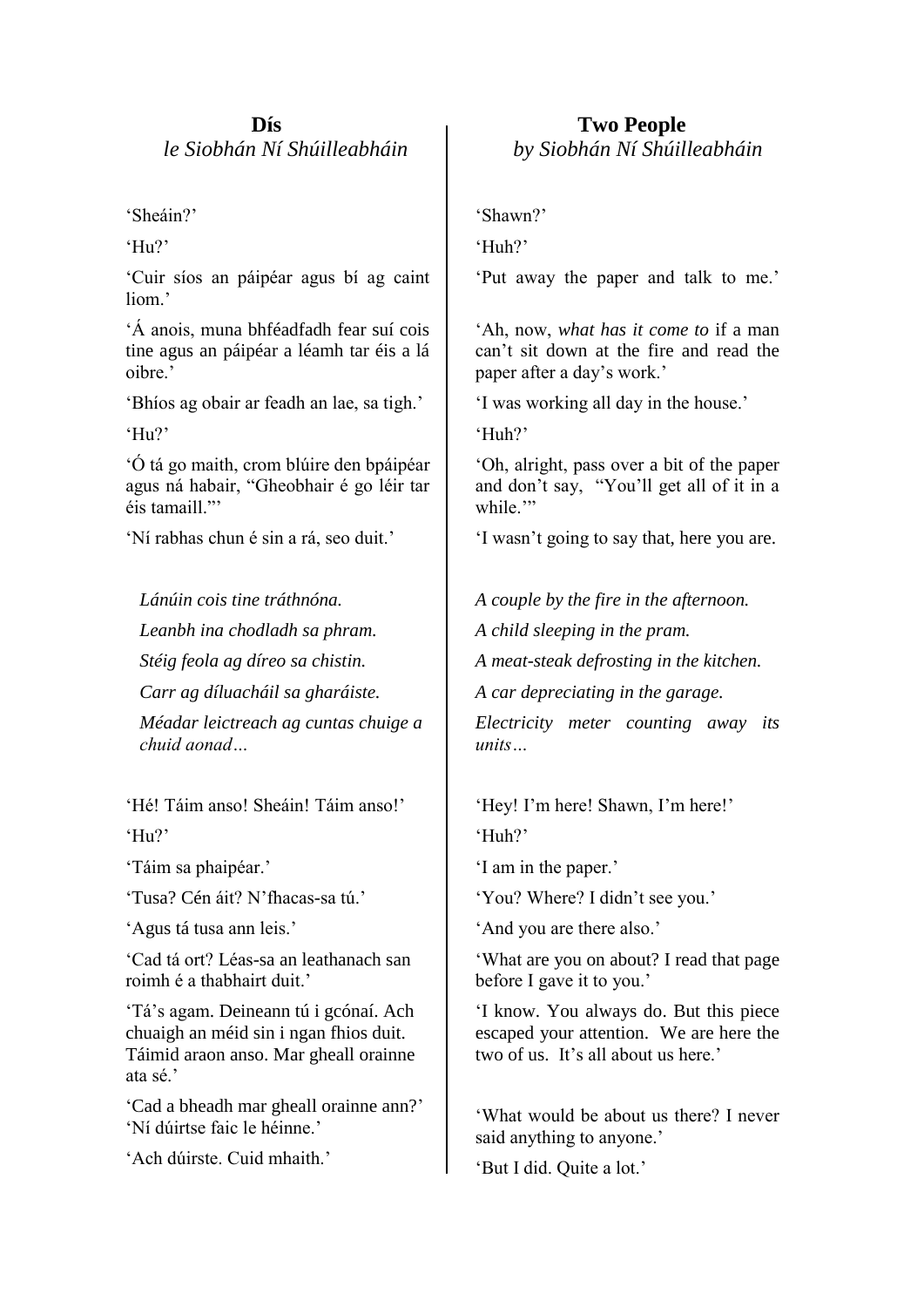## Dís
*le Siobhán Ní Shúilleabháin*

‘Sheáin?’

‘Hu?’

‘Cuir síos an páipéar agus bí ag caint liom.’

‘Á anois, muna bhféadfadh fear suí cois tine agus an páipéar a léamh tar éis a lá oibre.’

‘Bhíos ag obair ar feadh an lae, sa tigh.’

‘Hu?’

‘Ó tá go maith, crom blúire den bpáipéar agus ná habair, “Gheobhair é go léir tar éis tamaill.”’

‘Ní rabhas chun é sin a rá, seo duit.’

*Lánúin cois tine tráthnóna.*

*Leanbh ina chodladh sa phram.*

*Stéig feola ag díreo sa chistin.*

*Carr ag díluacháil sa gharáiste.*

*Méadar leictreach ag cuntas chuige a chuid aonad…*

‘Hé! Táim anso! Sheáin! Táim anso!’

‘Hu?’

‘Táim sa phaipéar.’

‘Tusa? Cén áit? N’fhacas-sa tú.’

‘Agus tá tusa ann leis.’

‘Cad tá ort? Léas-sa an leathanach san roimh é a thabhairt duit.’

‘Tá’s agam. Deineann tú i gcónaí. Ach chuaigh an méid sin i ngan fhios duit. Táimid araon anso. Mar gheall orainne ata sé.’

‘Cad a bheadh mar gheall orainne ann?’ ‘Ní dúirtse faic le héinne.’

‘Ach dúirste. Cuid mhaith.’

## Two People
*by Siobhán Ní Shúilleabháin*

‘Shawn?’

‘Huh?’

‘Put away the paper and talk to me.’

‘Ah, now, *what has it come to* if a man can’t sit down at the fire and read the paper after a day’s work.’

‘I was working all day in the house.’

‘Huh?’

‘Oh, alright, pass over a bit of the paper and don’t say, “You’ll get all of it in a while.”’

‘I wasn’t going to say that, here you are.

*A couple by the fire in the afternoon.*

*A child sleeping in the pram.*

*A meat-steak defrosting in the kitchen.*

*A car depreciating in the garage.*

*Electricity meter counting away its units…*

‘Hey! I’m here! Shawn, I’m here!’

‘Huh?’

‘I am in the paper.’

‘You? Where? I didn’t see you.’

‘And you are there also.’

‘What are you on about? I read that page before I gave it to you.’

‘I know. You always do. But this piece escaped your attention. We are here the two of us. It’s all about us here.’

‘What would be about us there? I never said anything to anyone.’

‘But I did. Quite a lot.’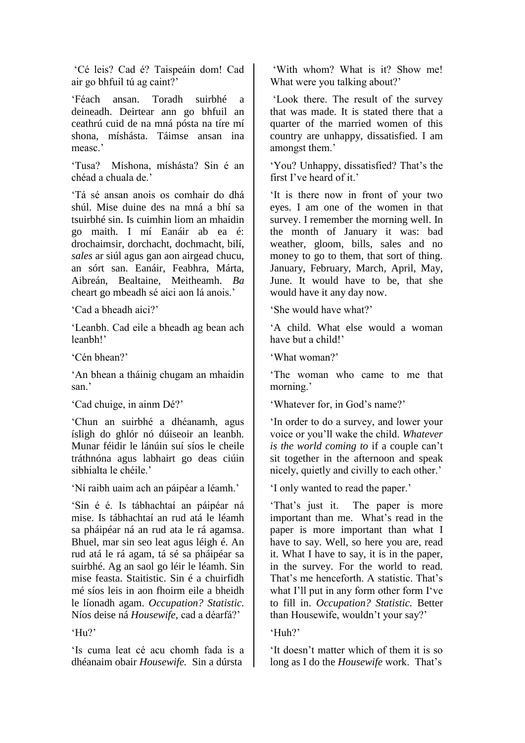'Cé leis? Cad é? Taispeáin dom! Cad air go bhfuil tú ag caint?'

'With whom? What is it? Show me! What were you talking about?'

'Féach ansan. Toradh suirbhé a deineadh. Deirtear ann go bhfuil an ceathrú cuid de na mná pósta na tíre mí shona, míshásta. Táimse ansan ina measc.'

'Look there. The result of the survey that was made. It is stated there that a quarter of the married women of this country are unhappy, dissatisfied. I am amongst them.'

'Tusa? Míshona, míshásta? Sin é an chéad a chuala de.'

'You? Unhappy, dissatisfied? That's the first I've heard of it.'

'Tá sé ansan anois os comhair do dhá shúl. Mise duine des na mná a bhí sa tsuirbhé sin. Is cuimhin liom an mhaidin go maith. I mí Eanáir ab ea é: drochaimsir, dorchacht, dochmacht, bilí, *sales* ar siúl agus gan aon airgead chucu, an sórt san. Eanáir, Feabhra, Márta, Aibreán, Bealtaine, Meitheamh. *Ba* cheart go mbeadh sé aici aon lá anois.'

'It is there now in front of your two eyes. I am one of the women in that survey. I remember the morning well. In the month of January it was: bad weather, gloom, bills, sales and no money to go to them, that sort of thing. January, February, March, April, May, June. It would have to be, that she would have it any day now.

'Cad a bheadh aici?'

'She would have what?'

'Leanbh. Cad eile a bheadh ag bean ach leanbh!'

'A child. What else would a woman have but a child!'

'Cén bhean?'

'What woman?'

'An bhean a tháinig chugam an mhaidin san.'

'The woman who came to me that morning.'

'Cad chuige, in ainm Dé?'

'Whatever for, in God's name?'

'Chun an suirbhé a dhéanamh, agus ísligh do ghlór nó dúiseoir an leanbh. Munar féidir le lánúin suí síos le cheile tráthnóna agus labhairt go deas ciúin sibhialta le chéile.'

'In order to do a survey, and lower your voice or you'll wake the child. *Whatever is the world coming to* if a couple can't sit together in the afternoon and speak nicely, quietly and civilly to each other.'

'Ní raibh uaim ach an páipéar a léamh.'

'I only wanted to read the paper.'

'Sin é é. Is tábhachtaí an páipéar ná mise. Is tábhachtaí an rud atá le léamh sa pháipéar ná an rud ata le rá agamsa. Bhuel, mar sin seo leat agus léigh é. An rud atá le rá agam, tá sé sa pháipéar sa suirbhé. Ag an saol go léir le léamh. Sin mise feasta. Staitistic. Sin é a chuirfidh mé síos leis in aon fhoirm eile a bheidh le líonadh agam. *Occupation? Statistic.* Níos deise ná *Housewife,* cad a déarfá?'

'That's just it. The paper is more important than me. What's read in the paper is more important than what I have to say. Well, so here you are, read it. What I have to say, it is in the paper, in the survey. For the world to read. That's me henceforth. A statistic. That's what I'll put in any form other form I've to fill in. *Occupation? Statistic.* Better than Housewife, wouldn't your say?'

'Hu?'

'Huh?'

'Is cuma leat cé acu chomh fada is a dhéanaim obair *Housewife.* Sin a dúrsta

'It doesn't matter which of them it is so long as I do the *Housewife* work. That's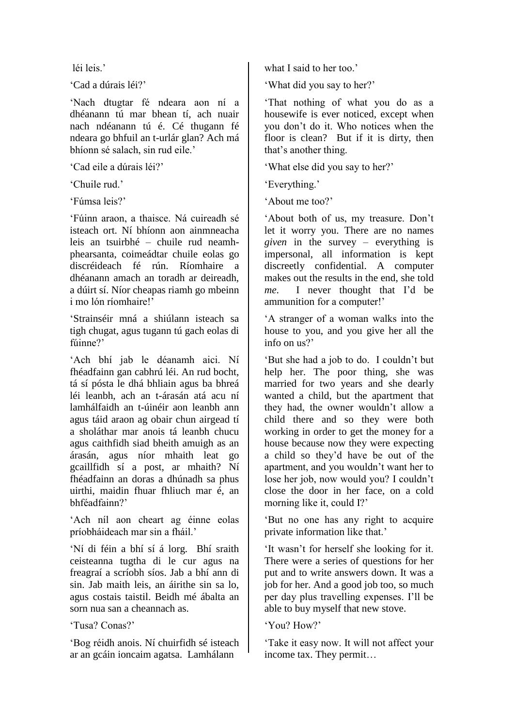léi leis.'

'Cad a dúrais léi?'

'Nach dtugtar fé ndeara aon ní a dhéanann tú mar bhean tí, ach nuair nach ndéanann tú é. Cé thugann fé ndeara go bhfuil an t-urlár glan? Ach má bhíonn sé salach, sin rud eile.'

'Cad eile a dúrais léi?'

'Chuile rud.'

'Fúmsa leis?'

'Fúinn araon, a thaisce. Ná cuireadh sé isteach ort. Ní bhíonn aon ainmneacha leis an tsuirbhé – chuile rud neamh-phearsanta, coimeádtar chuile eolas go discréideach fé rún. Ríomhaire a dhéanann amach an toradh ar deireadh, a dúirt sí. Níor cheapas riamh go mbeinn i mo lón ríomhaire!'

'Strainséir mná a shiúlann isteach sa tigh chugat, agus tugann tú gach eolas di fúinne?'

'Ach bhí jab le déanamh aici. Ní fhéadfainn gan cabhrú léi. An rud bocht, tá sí pósta le dhá bhliain agus ba bhreá léi leanbh, ach an t-árasán atá acu ní lamhálfaidh an t-úinéir aon leanbh ann agus táid araon ag obair chun airgead tí a sholáthar mar anois tá leanbh chucu agus caithfidh siad bheith amuigh as an árasán, agus níor mhaith leat go gcaillfidh sí a post, ar mhaith? Ní fhéadfainn an doras a dhúnadh sa phus uirthi, maidin fhuar fhliuch mar é, an bhféadfainn?'

'Ach níl aon cheart ag éinne eolas príobháideach mar sin a fháil.'

'Ní di féin a bhí sí á lorg. Bhí sraith ceisteanna tugtha di le cur agus na freagraí a scríobh síos. Jab a bhí ann di sin. Jab maith leis, an áirithe sin sa lo, agus costais taistil. Beidh mé ábalta an sorn nua san a cheannach as.

'Tusa? Conas?'

'Bog réidh anois. Ní chuirfidh sé isteach ar an gcáin ioncaim agatsa. Lamhálann

what I said to her too.'

'What did you say to her?'

'That nothing of what you do as a housewife is ever noticed, except when you don't do it. Who notices when the floor is clean? But if it is dirty, then that's another thing.

'What else did you say to her?'

'Everything.'

'About me too?'

'About both of us, my treasure. Don't let it worry you. There are no names *given* in the survey – everything is impersonal, all information is kept discreetly confidential. A computer makes out the results in the end, she told *me*. I never thought that I'd be ammunition for a computer!'

'A stranger of a woman walks into the house to you, and you give her all the info on us?'

'But she had a job to do. I couldn't but help her. The poor thing, she was married for two years and she dearly wanted a child, but the apartment that they had, the owner wouldn't allow a child there and so they were both working in order to get the money for a house because now they were expecting a child so they'd have be out of the apartment, and you wouldn't want her to lose her job, now would you? I couldn't close the door in her face, on a cold morning like it, could I?'

'But no one has any right to acquire private information like that.'

'It wasn't for herself she looking for it. There were a series of questions for her put and to write answers down. It was a job for her. And a good job too, so much per day plus travelling expenses. I'll be able to buy myself that new stove.

'You? How?'

'Take it easy now. It will not affect your income tax. They permit…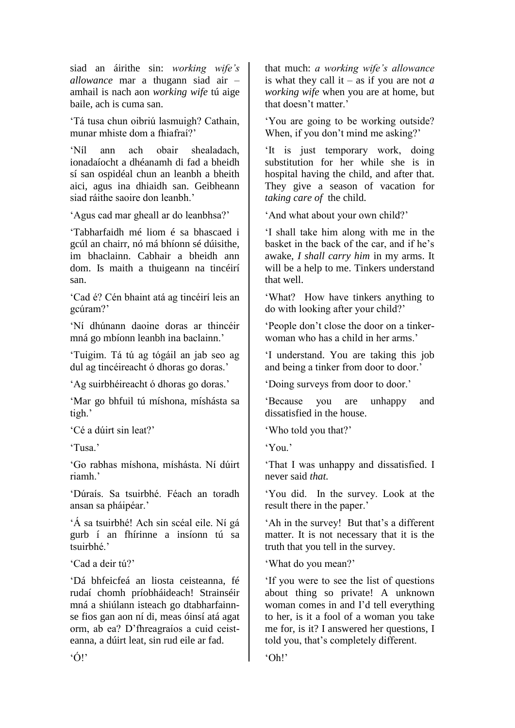siad an áirithe sin: *working wife's allowance* mar a thugann siad air – amhail is nach aon *working wife* tú aige baile, ach is cuma san.

'Tá tusa chun oibriú lasmuigh? Cathain, munar mhiste dom a fhiafraí?'

'Níl ann ach obair shealadach, ionadaíocht a dhéanamh di fad a bheidh sí san ospidéal chun an leanbh a bheith aici, agus ina dhiaidh san. Geibheann siad ráithe saoire don leanbh.'

'Agus cad mar gheall ar do leanbhsa?'

'Tabharfaidh mé liom é sa bhascaed i gcúl an chairr, nó má bhíonn sé dúisithe, im bhaclainn. Cabhair a bheidh ann dom. Is maith a thuigeann na tincéirí san.

'Cad é? Cén bhaint atá ag tincéirí leis an gcúram?'

'Ní dhúnann daoine doras ar thincéir mná go mbíonn leanbh ina baclainn.'

'Tuigim. Tá tú ag tógáil an jab seo ag dul ag tincéireacht ó dhoras go doras.'

'Ag suirbhéireacht ó dhoras go doras.'

'Mar go bhfuil tú míshona, míshásta sa tigh.'

'Cé a dúirt sin leat?'

'Tusa.'

'Go rabhas míshona, míshásta. Ní dúirt riamh.'

'Dúraís. Sa tsuirbhé. Féach an toradh ansan sa pháipéar.'

'Á sa tsuirbhé! Ach sin scéal eile. Ní gá gurb í an fhírinne a insíonn tú sa tsuirbhé.'

'Cad a deir tú?'

'Dá bhfeicfeá an liosta ceisteanna, fé rudaí chomh príobháideach! Strainséir mná a shiúlann isteach go dtabharfainn-se fios gan aon ní di, meas óinsí atá agat orm, ab ea? D'fhreagraíos a cuid ceist-eanna, a dúirt leat, sin rud eile ar fad.

'Ó!'

that much: *a working wife's allowance* is what they call it – as if you are not *a working wife* when you are at home, but that doesn't matter.'

'You are going to be working outside? When, if you don't mind me asking?'

'It is just temporary work, doing substitution for her while she is in hospital having the child, and after that. They give a season of vacation for *taking care of* the child.

'And what about your own child?'

'I shall take him along with me in the basket in the back of the car, and if he's awake, *I shall carry him* in my arms. It will be a help to me. Tinkers understand that well.

'What? How have tinkers anything to do with looking after your child?'

'People don't close the door on a tinker-woman who has a child in her arms.'

'I understand. You are taking this job and being a tinker from door to door.'

'Doing surveys from door to door.'

'Because you are unhappy and dissatisfied in the house.

'Who told you that?'

'You.'

'That I was unhappy and dissatisfied. I never said *that.*

'You did. In the survey. Look at the result there in the paper.'

'Ah in the survey! But that's a different matter. It is not necessary that it is the truth that you tell in the survey.

'What do you mean?'

'If you were to see the list of questions about thing so private! A unknown woman comes in and I'd tell everything to her, is it a fool of a woman you take me for, is it? I answered her questions, I told you, that's completely different.

'Oh!'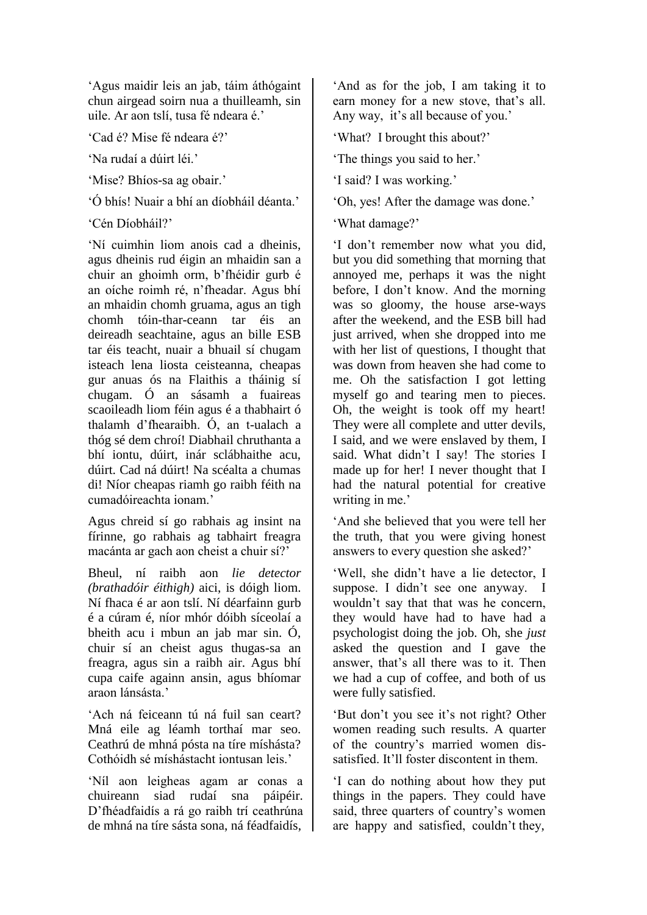'Agus maidir leis an jab, táim áthógaint chun airgead soirn nua a thuilleamh, sin uile. Ar aon tslí, tusa fé ndeara é.'

'Cad é? Mise fé ndeara é?'

'Na rudaí a dúirt léi.'

'Mise? Bhíos-sa ag obair.'

'Ó bhís! Nuair a bhí an díobháil déanta.'

'Cén Díobháil?'

'Ní cuimhin liom anois cad a dheinis, agus dheinis rud éigin an mhaidin san a chuir an ghoimh orm, b'fhéidir gurb é an oíche roimh ré, n'fheadar. Agus bhí an mhaidin chomh gruama, agus an tigh chomh tóin-thar-ceann tar éis an deireadh seachtaine, agus an bille ESB tar éis teacht, nuair a bhuail sí chugam isteach lena liosta ceisteanna, cheapas gur anuas ós na Flaithis a tháinig sí chugam. Ó an sásamh a fuaireas scaoileadh liom féin agus é a thabhairt ó thalamh d'fhearaibh. Ó, an t-ualach a thóg sé dem chroí! Diabhail chruthanta a bhí iontu, dúirt, inár sclábhaithe acu, dúirt. Cad ná dúirt! Na scéalta a chumas di! Níor cheapas riamh go raibh féith na cumadóireachta ionam.'

Agus chreid sí go rabhais ag insint na fírinne, go rabhais ag tabhairt freagra macánta ar gach aon cheist a chuir sí?'

Bheul, ní raibh aon *lie detector (brathadóir éithigh)* aici, is dóigh liom. Ní fhaca é ar aon tslí. Ní déarfainn gurb é a cúram é, níor mhór dóibh síceolaí a bheith acu i mbun an jab mar sin. Ó, chuir sí an cheist agus thugas-sa an freagra, agus sin a raibh air. Agus bhí cupa caife againn ansin, agus bhíomar araon lánsásta.'

'Ach ná feiceann tú ná fuil san ceart? Mná eile ag léamh torthaí mar seo. Ceathrú de mhná pósta na tíre míshásta? Cothóidh sé míshástacht iontusan leis.'

'Níl aon leigheas agam ar conas a chuireann siad rudaí sna páipéir. D'fhéadfaidís a rá go raibh trí ceathrúna de mhná na tíre sásta sona, ná féadfaidís,

'And as for the job, I am taking it to earn money for a new stove, that's all. Any way, it's all because of you.'

'What? I brought this about?'

'The things you said to her.'

'I said? I was working.'

'Oh, yes! After the damage was done.'

'What damage?'

'I don't remember now what you did, but you did something that morning that annoyed me, perhaps it was the night before, I don't know. And the morning was so gloomy, the house arse-ways after the weekend, and the ESB bill had just arrived, when she dropped into me with her list of questions, I thought that was down from heaven she had come to me. Oh the satisfaction I got letting myself go and tearing men to pieces. Oh, the weight is took off my heart! They were all complete and utter devils, I said, and we were enslaved by them, I said. What didn't I say! The stories I made up for her! I never thought that I had the natural potential for creative writing in me.'

'And she believed that you were tell her the truth, that you were giving honest answers to every question she asked?'

'Well, she didn't have a lie detector, I suppose. I didn't see one anyway. I wouldn't say that that was he concern, they would have had to have had a psychologist doing the job. Oh, she *just* asked the question and I gave the answer, that's all there was to it. Then we had a cup of coffee, and both of us were fully satisfied.

'But don't you see it's not right? Other women reading such results. A quarter of the country's married women dis-satisfied. It'll foster discontent in them.

'I can do nothing about how they put things in the papers. They could have said, three quarters of country's women are happy and satisfied, couldn't they,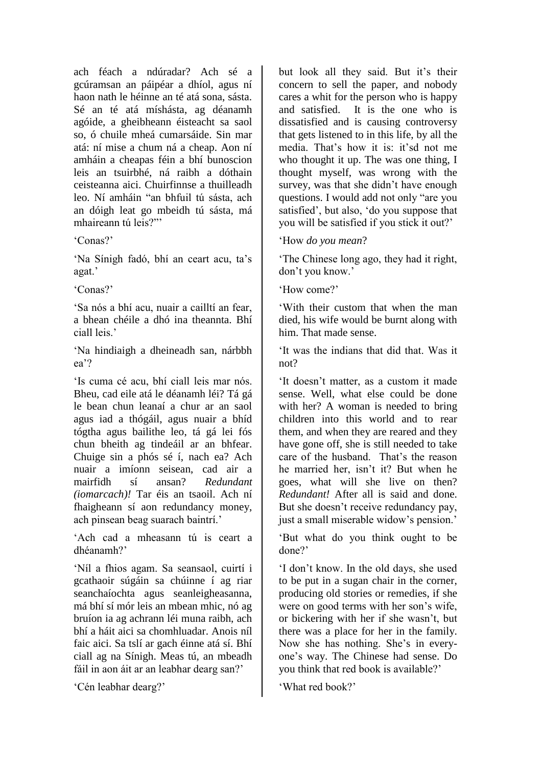ach féach a ndúradar? Ach sé a gcúramsan an páipéar a dhíol, agus ní haon nath le héinne an té atá sona, sásta. Sé an té atá míshásta, ag déanamh agóide, a gheibheann éisteacht sa saol so, ó chuile mheá cumarsáide. Sin mar atá: ní mise a chum ná a cheap. Aon ní amháin a cheapas féin a bhí bunoscion leis an tsuirbhé, ná raibh a dóthain ceisteanna aici. Chuirfinnse a thuilleadh leo. Ní amháin "an bhfuil tú sásta, ach an dóigh leat go mbeidh tú sásta, má mhaireann tú leis?"'

'Conas?'

'Na Sínigh fadó, bhí an ceart acu, ta's agat.'

'Conas?'

'Sa nós a bhí acu, nuair a cailltí an fear, a bhean chéile a dhó ina theannta. Bhí ciall leis.'

'Na hindiaigh a dheineadh san, nárbbh ea'?

'Is cuma cé acu, bhí ciall leis mar nós. Bheu, cad eile atá le déanamh léi? Tá gá le bean chun leanaí a chur ar an saol agus iad a thógáil, agus nuair a bhíd tógtha agus bailithe leo, tá gá lei fós chun bheith ag tindeáil ar an bhfear. Chuige sin a phós sé í, nach ea? Ach nuair a imíonn seisean, cad air a mairfidh sí ansan? *Redundant (iomarcach)!* Tar éis an tsaoil. Ach ní fhaigheann sí aon redundancy money, ach pinsean beag suarach baintrí.'

'Ach cad a mheasann tú is ceart a dhéanamh?'

'Níl a fhios agam. Sa seansaol, cuirtí i gcathaoir súgáin sa chúinne í ag riar seanchaíochta agus seanleigheasanna, má bhí sí mór leis an mbean mhic, nó ag bruíon ia ag achrann léi muna raibh, ach bhí a háit aici sa chomhluadar. Anois níl faic aici. Sa tslí ar gach éinne atá sí. Bhí ciall ag na Sínigh. Meas tú, an mbeadh fáil in aon áit ar an leabhar dearg san?'

'Cén leabhar dearg?'

but look all they said. But it's their concern to sell the paper, and nobody cares a whit for the person who is happy and satisfied. It is the one who is dissatisfied and is causing controversy that gets listened to in this life, by all the media. That's how it is: it'sd not me who thought it up. The was one thing, I thought myself, was wrong with the survey, was that she didn't have enough questions. I would add not only "are you satisfied', but also, 'do you suppose that you will be satisfied if you stick it out?'

'How *do you mean*?

'The Chinese long ago, they had it right, don't you know.'

'How come?'

'With their custom that when the man died, his wife would be burnt along with him. That made sense.

'It was the indians that did that. Was it not?

'It doesn't matter, as a custom it made sense. Well, what else could be done with her? A woman is needed to bring children into this world and to rear them, and when they are reared and they have gone off, she is still needed to take care of the husband. That's the reason he married her, isn't it? But when he goes, what will she live on then? *Redundant!* After all is said and done. But she doesn't receive redundancy pay, just a small miserable widow's pension.'

'But what do you think ought to be done?'

'I don't know. In the old days, she used to be put in a sugan chair in the corner, producing old stories or remedies, if she were on good terms with her son's wife, or bickering with her if she wasn't, but there was a place for her in the family. Now she has nothing. She's in every-one's way. The Chinese had sense. Do you think that red book is available?'

'What red book?'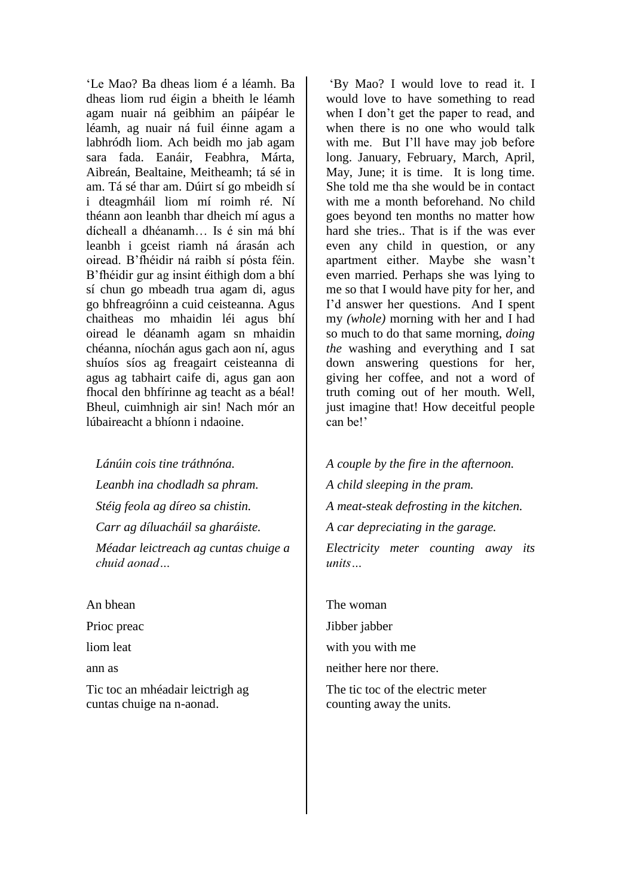'Le Mao? Ba dheas liom é a léamh. Ba dheas liom rud éigin a bheith le léamh agam nuair ná geibhim an páipéar le léamh, ag nuair ná fuil éinne agam a labhródh liom. Ach beidh mo jab agam sara fada. Eanáir, Feabhra, Márta, Aibreán, Bealtaine, Meitheamh; tá sé in am. Tá sé thar am. Dúirt sí go mbeidh sí i dteagmháil liom mí roimh ré. Ní théann aon leanbh thar dheich mí agus a dícheall a dhéanamh… Is é sin má bhí leanbh i gceist riamh ná árasán ach oiread. B'fhéidir ná raibh sí pósta féin. B'fhéidir gur ag insint éithigh dom a bhí sí chun go mbeadh trua agam di, agus go bhfreagróinn a cuid ceisteanna. Agus chaitheas mo mhaidin léi agus bhí oiread le déanamh agam sn mhaidin chéanna, níochán agus gach aon ní, agus shuíos síos ag freagairt ceisteanna di agus ag tabhairt caife di, agus gan aon fhocal den bhfírinne ag teacht as a béal! Bheul, cuimhnigh air sin! Nach mór an lúbaireacht a bhíonn i ndaoine.

*Lánúin cois tine tráthnóna.*

*Leanbh ina chodladh sa phram.*

*Stéig feola ag díreo sa chistin.*

*Carr ag díluacháil sa gharáiste.*

*Méadar leictreach ag cuntas chuige a chuid aonad…*

An bhean

Prioc preac

liom leat

ann as

Tic toc an mhéadair leictrigh ag cuntas chuige na n-aonad.

'By Mao? I would love to read it. I would love to have something to read when I don't get the paper to read, and when there is no one who would talk with me. But I'll have may job before long. January, February, March, April, May, June; it is time. It is long time. She told me tha she would be in contact with me a month beforehand. No child goes beyond ten months no matter how hard she tries.. That is if the was ever even any child in question, or any apartment either. Maybe she wasn't even married. Perhaps she was lying to me so that I would have pity for her, and I'd answer her questions. And I spent my *(whole)* morning with her and I had so much to do that same morning, *doing the* washing and everything and I sat down answering questions for her, giving her coffee, and not a word of truth coming out of her mouth. Well, just imagine that! How deceitful people can be!'

*A couple by the fire in the afternoon.*

*A child sleeping in the pram.*

*A meat-steak defrosting in the kitchen.*

*A car depreciating in the garage.*

*Electricity meter counting away its units…*

The woman

Jibber jabber

with you with me

neither here nor there.

The tic toc of the electric meter counting away the units.